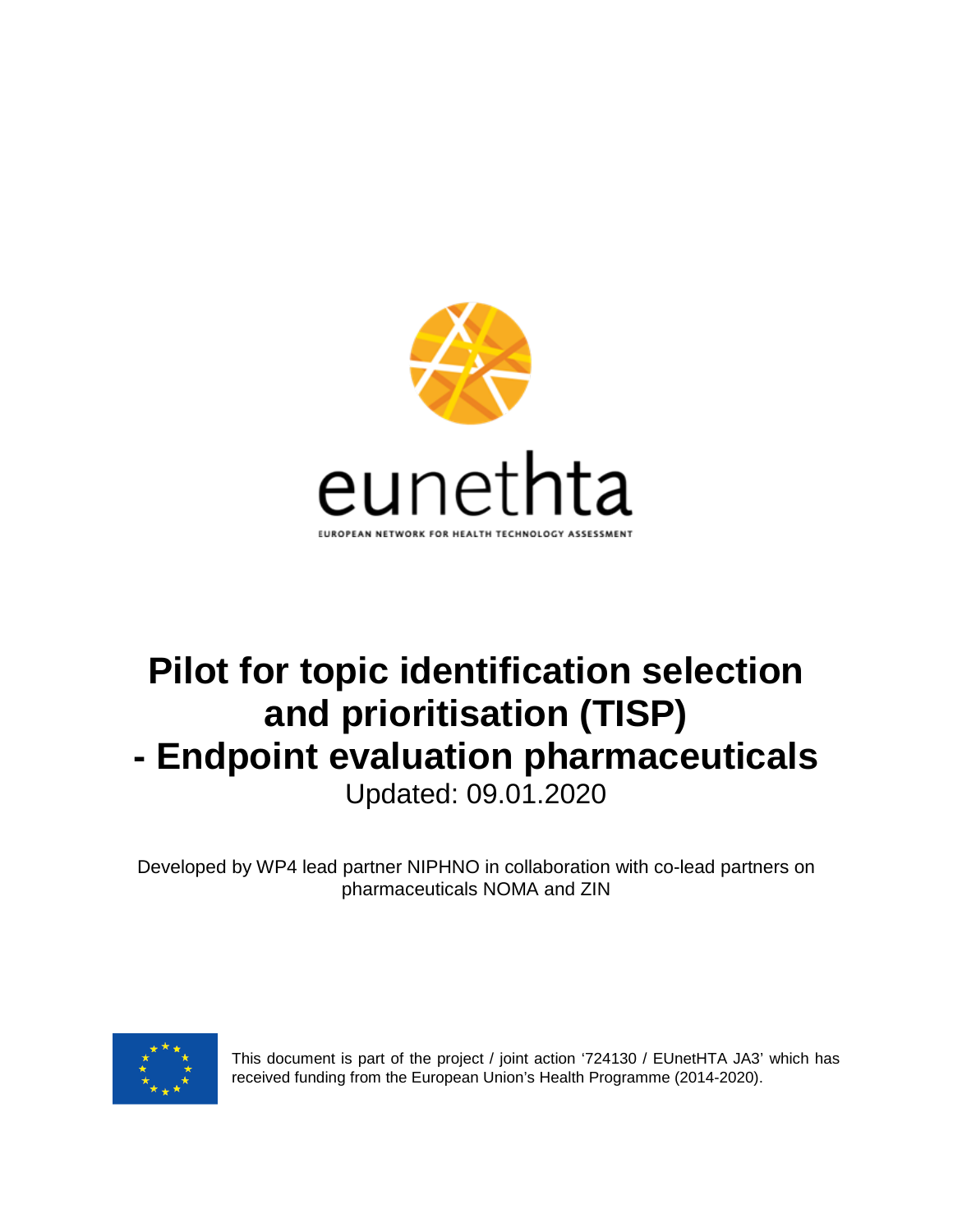eunethta

EUROPEAN NETWORK FOR HEALTH TECHNOLOGY ASSESSMENT

# Pilot for topic identification selection and prioritisation (TISP) - Endpoint evaluation pharmaceuticals

Updated: 09.01.2020

Developed by WP4 lead partner NIPHNO in collaboration with co-lead partners on pharmaceuticals NOMA and ZIN

This document is part of the project / joint action '724130 / EUnetHTA JA3' which has received funding from the European Union's Health Programme (2014-2020).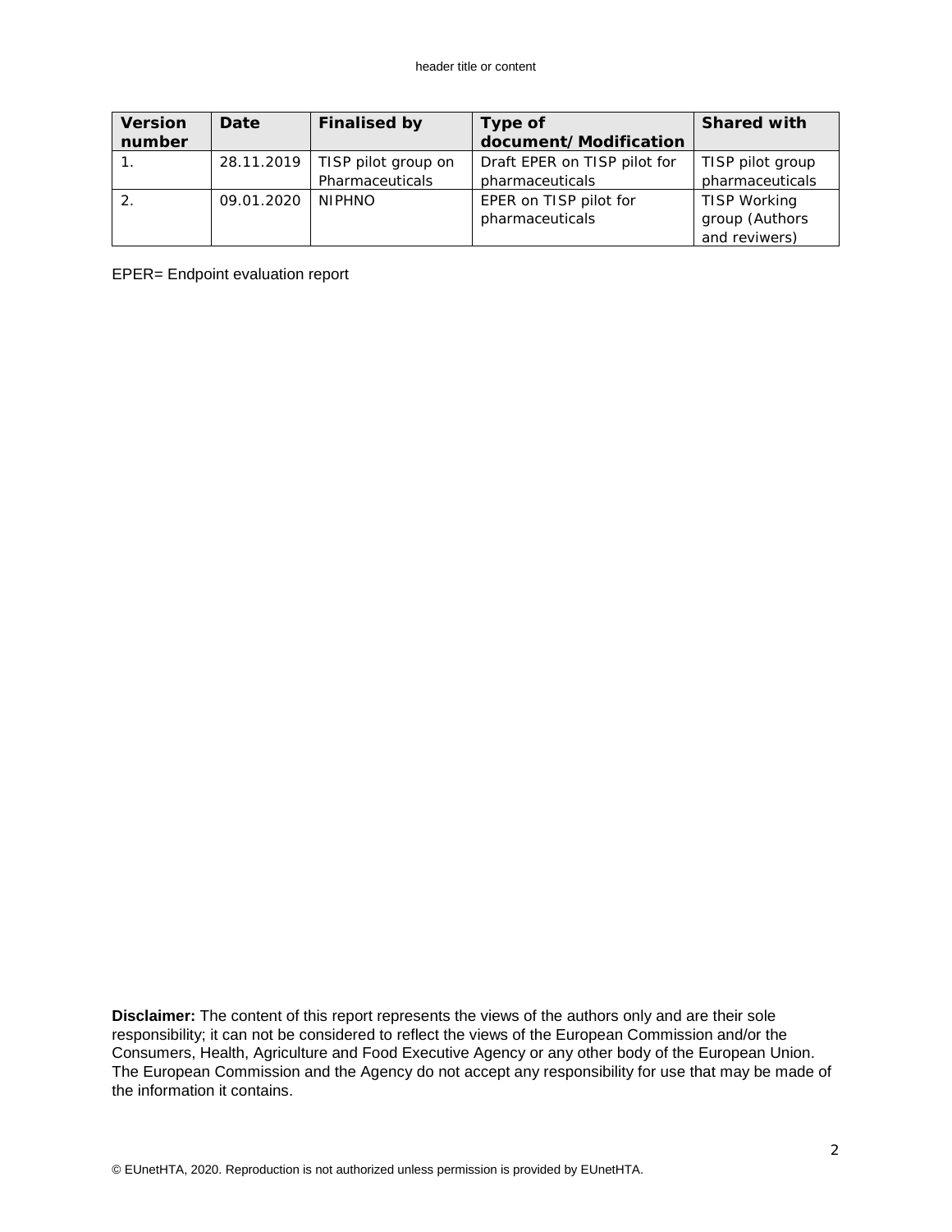| Version number | Date | Finalised by | Type of document/Modification | Shared with |
|---|---|---|---|---|
| 1. | 28.11.2019 | TISP pilot group on Pharmaceuticals | Draft EPER on TISP pilot for pharmaceuticals | TISP pilot group pharmaceuticals |
| 2. | 09.01.2020 | NIPHNO | EPER on TISP pilot for pharmaceuticals | TISP Working group (Authors and reviwers) |

EPER= Endpoint evaluation report

**Disclaimer:** The content of this report represents the views of the authors only and are their sole responsibility; it can not be considered to reflect the views of the European Commission and/or the Consumers, Health, Agriculture and Food Executive Agency or any other body of the European Union. The European Commission and the Agency do not accept any responsibility for use that may be made of the information it contains.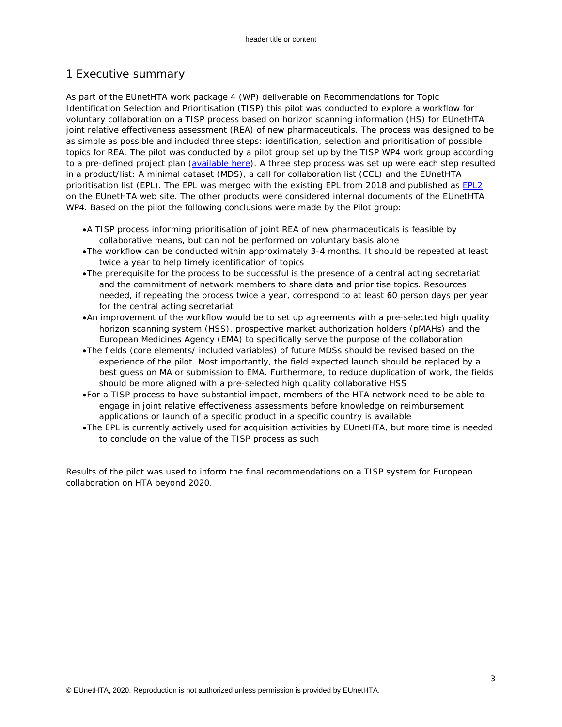# 1 Executive summary

As part of the EUnetHTA work package 4 (WP) deliverable on Recommendations for Topic Identification Selection and Prioritisation (TISP) this pilot was conducted to explore a workflow for voluntary collaboration on a TISP process based on horizon scanning information (HS) for EUnetHTA joint relative effectiveness assessment (REA) of new pharmaceuticals. The process was designed to be as simple as possible and included three steps: identification, selection and prioritisation of possible topics for REA. The pilot was conducted by a pilot group set up by the TISP WP4 work group according to a pre-defined project plan (available here). A three step process was set up were each step resulted in a product/list: A minimal dataset (MDS), a call for collaboration list (CCL) and the EUnetHTA prioritisation list (EPL). The EPL was merged with the existing EPL from 2018 and published as EPL2 on the EUnetHTA web site. The other products were considered internal documents of the EUnetHTA WP4. Based on the pilot the following conclusions were made by the Pilot group:

- A TISP process informing prioritisation of joint REA of new pharmaceuticals is feasible by collaborative means, but can not be performed on voluntary basis alone
- The workflow can be conducted within approximately 3-4 months. It should be repeated at least twice a year to help timely identification of topics
- The prerequisite for the process to be successful is the presence of a central acting secretariat and the commitment of network members to share data and prioritise topics. Resources needed, if repeating the process twice a year, correspond to at least 60 person days per year for the central acting secretariat
- An improvement of the workflow would be to set up agreements with a pre-selected high quality horizon scanning system (HSS), prospective market authorization holders (pMAHs) and the European Medicines Agency (EMA) to specifically serve the purpose of the collaboration
- The fields (core elements/ included variables) of future MDSs should be revised based on the experience of the pilot. Most importantly, the field expected launch should be replaced by a best guess on MA or submission to EMA. Furthermore, to reduce duplication of work, the fields should be more aligned with a pre-selected high quality collaborative HSS
- For a TISP process to have substantial impact, members of the HTA network need to be able to engage in joint relative effectiveness assessments before knowledge on reimbursement applications or launch of a specific product in a specific country is available
- The EPL is currently actively used for acquisition activities by EUnetHTA, but more time is needed to conclude on the value of the TISP process as such

Results of the pilot was used to inform the final recommendations on a TISP system for European collaboration on HTA beyond 2020.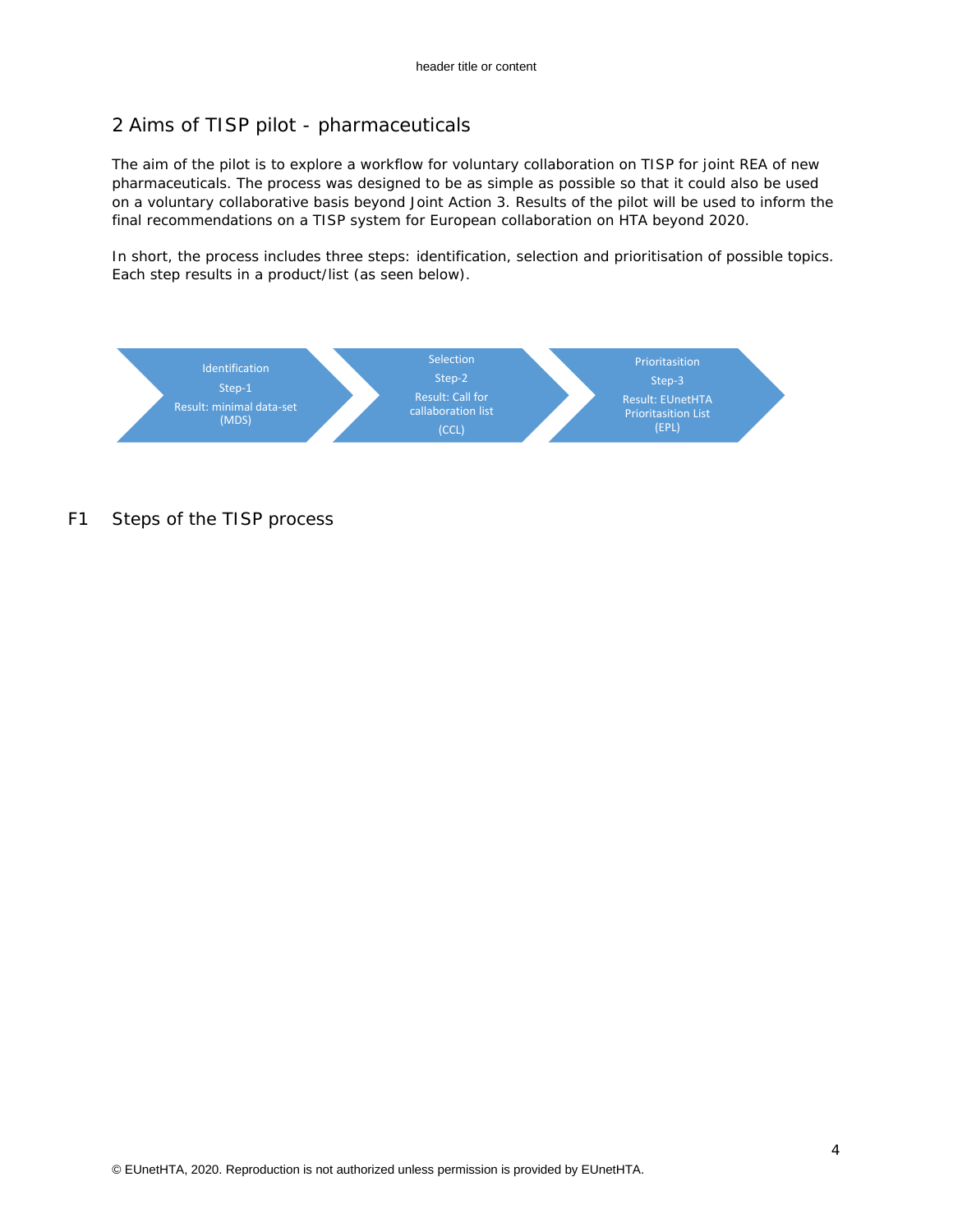## 2 Aims of TISP pilot - pharmaceuticals

The aim of the pilot is to explore a workflow for voluntary collaboration on TISP for joint REA of new pharmaceuticals. The process was designed to be as simple as possible so that it could also be used on a voluntary collaborative basis beyond Joint Action 3. Results of the pilot will be used to inform the final recommendations on a TISP system for European collaboration on HTA beyond 2020.

In short, the process includes three steps: identification, selection and prioritisation of possible topics. Each step results in a product/list (as seen below).

Identification
Step-1
Result: minimal data-set (MDS)

Selection
Step-2
Result: Call for callaboration list
(CCL)

Prioritasition
Step-3
Result: EUnetHTA Prioritasition List
(EPL)

F1 Steps of the TISP process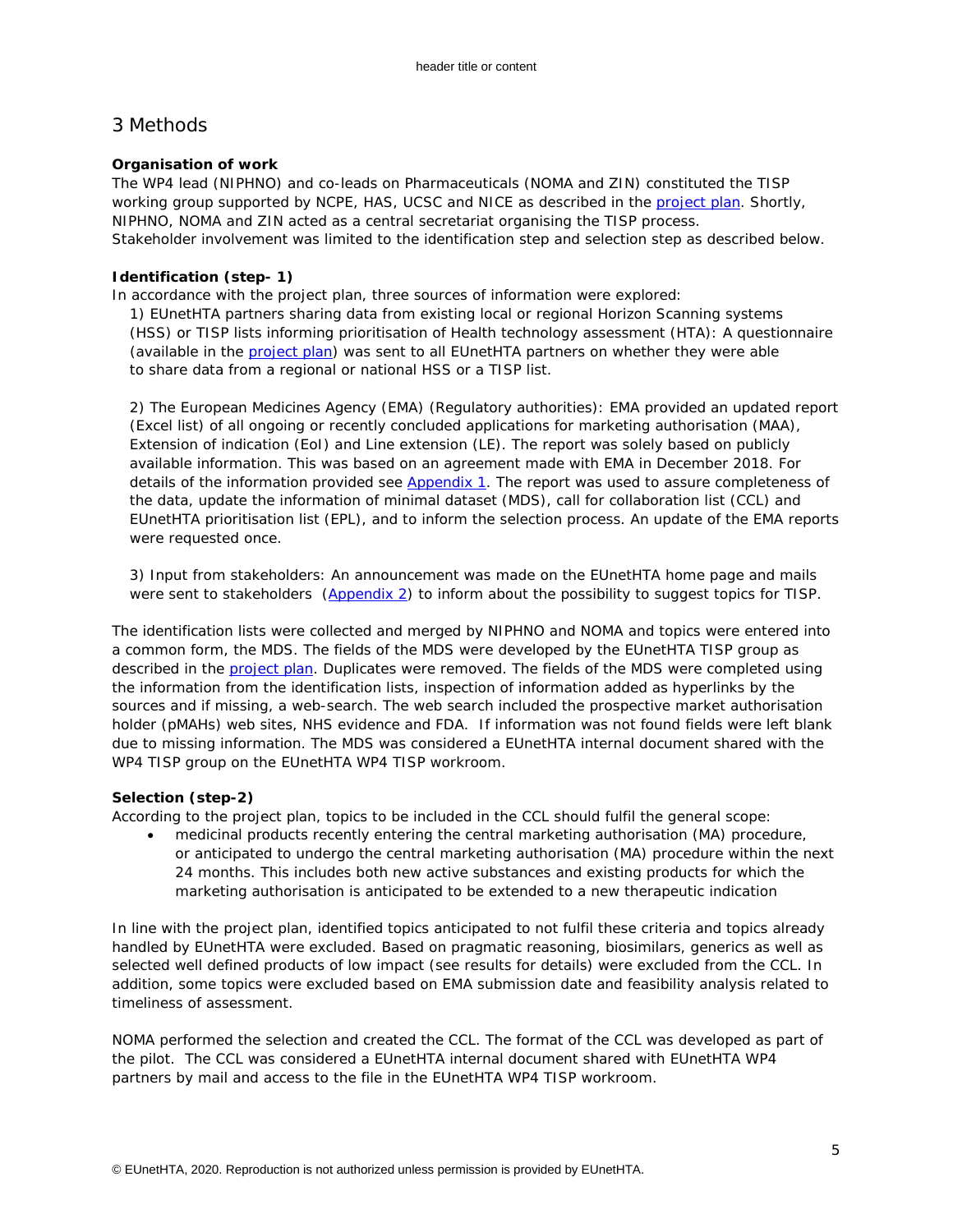# 3 Methods

**Organisation of work**

The WP4 lead (NIPHNO) and co-leads on Pharmaceuticals (NOMA and ZIN) constituted the TISP working group supported by NCPE, HAS, UCSC and NICE as described in the project plan. Shortly, NIPHNO, NOMA and ZIN acted as a central secretariat organising the TISP process.
Stakeholder involvement was limited to the identification step and selection step as described below.

**Identification (step- 1)**

In accordance with the project plan, three sources of information were explored:

1) EUnetHTA partners sharing data from existing local or regional Horizon Scanning systems (HSS) or TISP lists informing prioritisation of Health technology assessment (HTA): A questionnaire (available in the project plan) was sent to all EUnetHTA partners on whether they were able to share data from a regional or national HSS or a TISP list.

2) The European Medicines Agency (EMA) (Regulatory authorities): EMA provided an updated report (Excel list) of all ongoing or recently concluded applications for marketing authorisation (MAA), Extension of indication (EoI) and Line extension (LE). The report was solely based on publicly available information. This was based on an agreement made with EMA in December 2018. For details of the information provided see Appendix 1. The report was used to assure completeness of the data, update the information of minimal dataset (MDS), call for collaboration list (CCL) and EUnetHTA prioritisation list (EPL), and to inform the selection process. An update of the EMA reports were requested once.

3) Input from stakeholders: An announcement was made on the EUnetHTA home page and mails were sent to stakeholders (Appendix 2) to inform about the possibility to suggest topics for TISP.

The identification lists were collected and merged by NIPHNO and NOMA and topics were entered into a common form, the MDS. The fields of the MDS were developed by the EUnetHTA TISP group as described in the project plan. Duplicates were removed. The fields of the MDS were completed using the information from the identification lists, inspection of information added as hyperlinks by the sources and if missing, a web-search. The web search included the prospective market authorisation holder (pMAHs) web sites, NHS evidence and FDA. If information was not found fields were left blank due to missing information. The MDS was considered a EUnetHTA internal document shared with the WP4 TISP group on the EUnetHTA WP4 TISP workroom.

**Selection (step-2)**

According to the project plan, topics to be included in the CCL should fulfil the general scope:

- medicinal products recently entering the central marketing authorisation (MA) procedure, or anticipated to undergo the central marketing authorisation (MA) procedure within the next 24 months. This includes both new active substances and existing products for which the marketing authorisation is anticipated to be extended to a new therapeutic indication

In line with the project plan, identified topics anticipated to not fulfil these criteria and topics already handled by EUnetHTA were excluded. Based on pragmatic reasoning, biosimilars, generics as well as selected well defined products of low impact (see results for details) were excluded from the CCL. In addition, some topics were excluded based on EMA submission date and feasibility analysis related to timeliness of assessment.

NOMA performed the selection and created the CCL. The format of the CCL was developed as part of the pilot. The CCL was considered a EUnetHTA internal document shared with EUnetHTA WP4 partners by mail and access to the file in the EUnetHTA WP4 TISP workroom.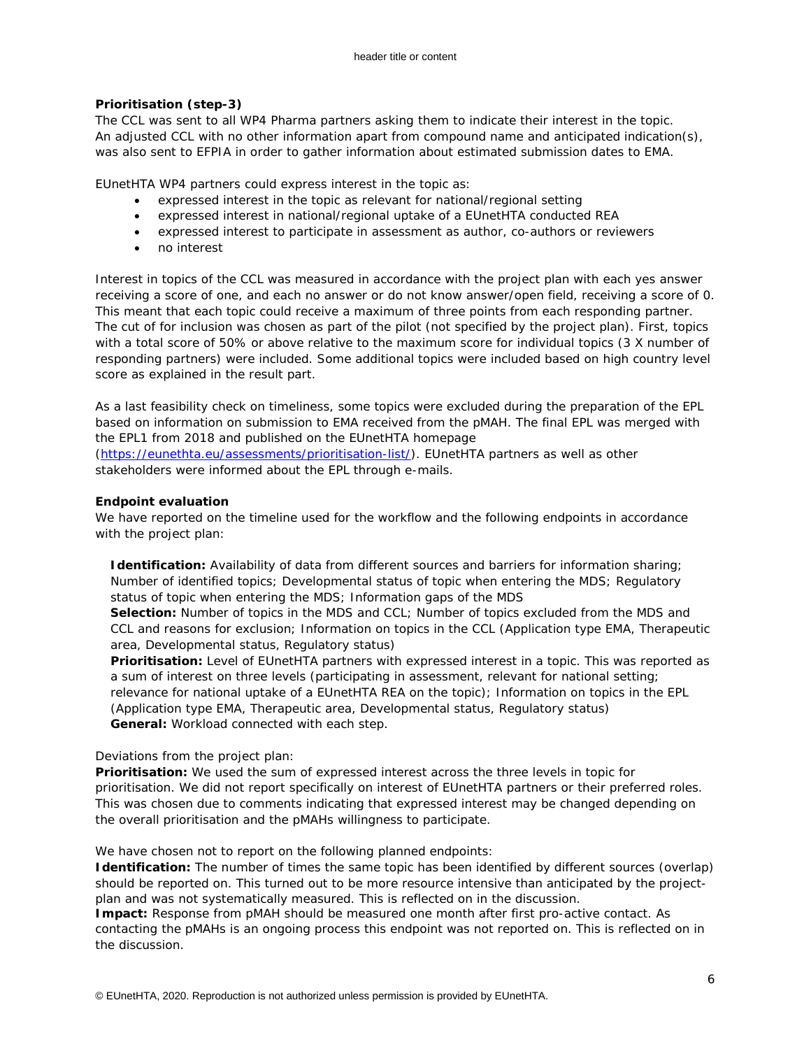**Prioritisation (step-3)**

The CCL was sent to all WP4 Pharma partners asking them to indicate their interest in the topic. An adjusted CCL with no other information apart from compound name and anticipated indication(s), was also sent to EFPIA in order to gather information about estimated submission dates to EMA.

EUnetHTA WP4 partners could express interest in the topic as:

- expressed interest in the topic as relevant for national/regional setting
- expressed interest in national/regional uptake of a EUnetHTA conducted REA
- expressed interest to participate in assessment as author, co-authors or reviewers
- no interest

Interest in topics of the CCL was measured in accordance with the project plan with each yes answer receiving a score of one, and each no answer or do not know answer/open field, receiving a score of 0. This meant that each topic could receive a maximum of three points from each responding partner. The cut of for inclusion was chosen as part of the pilot (not specified by the project plan). First, topics with a total score of 50% or above relative to the maximum score for individual topics (3 X number of responding partners) were included. Some additional topics were included based on high country level score as explained in the result part.

As a last feasibility check on timeliness, some topics were excluded during the preparation of the EPL based on information on submission to EMA received from the pMAH. The final EPL was merged with the EPL1 from 2018 and published on the EUnetHTA homepage (https://eunethta.eu/assessments/prioritisation-list/). EUnetHTA partners as well as other stakeholders were informed about the EPL through e-mails.

**Endpoint evaluation**

We have reported on the timeline used for the workflow and the following endpoints in accordance with the project plan:

**Identification:** Availability of data from different sources and barriers for information sharing; Number of identified topics; Developmental status of topic when entering the MDS; Regulatory status of topic when entering the MDS; Information gaps of the MDS

**Selection:** Number of topics in the MDS and CCL; Number of topics excluded from the MDS and CCL and reasons for exclusion; Information on topics in the CCL (Application type EMA, Therapeutic area, Developmental status, Regulatory status)

**Prioritisation:** Level of EUnetHTA partners with expressed interest in a topic. This was reported as a sum of interest on three levels (participating in assessment, relevant for national setting; relevance for national uptake of a EUnetHTA REA on the topic); Information on topics in the EPL (Application type EMA, Therapeutic area, Developmental status, Regulatory status)

**General:** Workload connected with each step.

Deviations from the project plan:

**Prioritisation:** We used the sum of expressed interest across the three levels in topic for prioritisation. We did not report specifically on interest of EUnetHTA partners or their preferred roles. This was chosen due to comments indicating that expressed interest may be changed depending on the overall prioritisation and the pMAHs willingness to participate.

We have chosen not to report on the following planned endpoints:

**Identification:** The number of times the same topic has been identified by different sources (overlap) should be reported on. This turned out to be more resource intensive than anticipated by the project-plan and was not systematically measured. This is reflected on in the discussion.

**Impact:** Response from pMAH should be measured one month after first pro-active contact. As contacting the pMAHs is an ongoing process this endpoint was not reported on. This is reflected on in the discussion.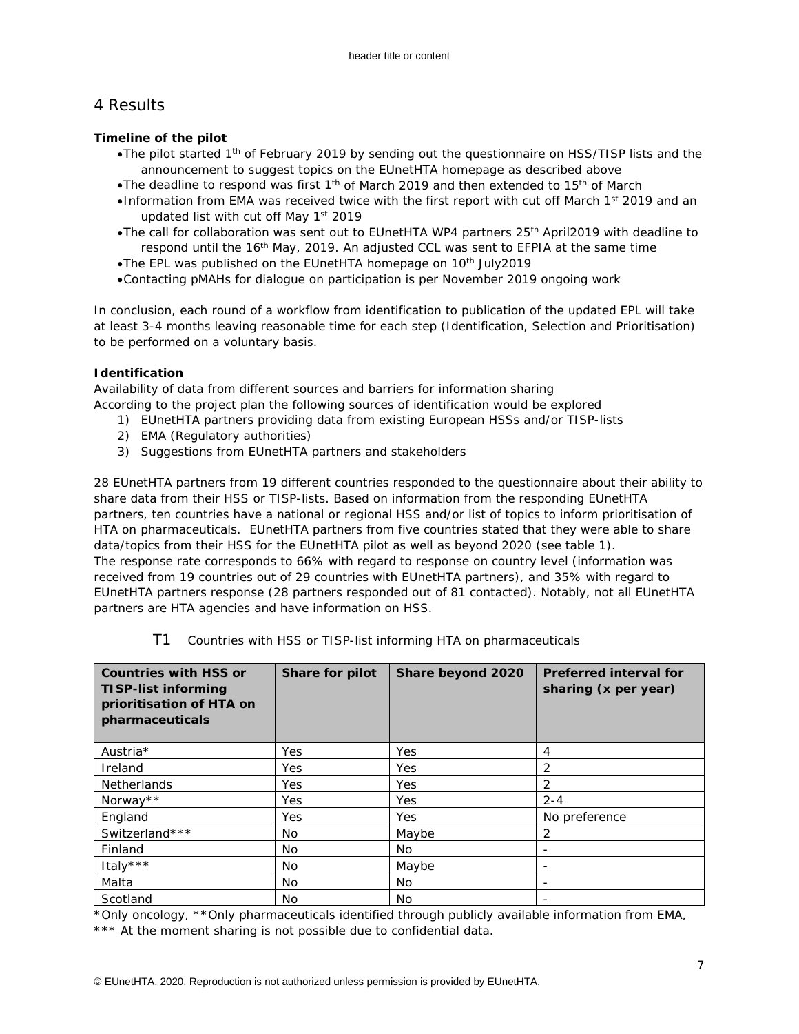# 4 Results

**Timeline of the pilot**

- The pilot started 1th of February 2019 by sending out the questionnaire on HSS/TISP lists and the announcement to suggest topics on the EUnetHTA homepage as described above
- The deadline to respond was first 1th of March 2019 and then extended to 15th of March
- Information from EMA was received twice with the first report with cut off March 1st 2019 and an updated list with cut off May 1st 2019
- The call for collaboration was sent out to EUnetHTA WP4 partners 25th April2019 with deadline to respond until the 16th May, 2019. An adjusted CCL was sent to EFPIA at the same time
- The EPL was published on the EUnetHTA homepage on 10th July2019
- Contacting pMAHs for dialogue on participation is per November 2019 ongoing work

In conclusion, each round of a workflow from identification to publication of the updated EPL will take at least 3-4 months leaving reasonable time for each step (Identification, Selection and Prioritisation) to be performed on a voluntary basis.

**Identification**

Availability of data from different sources and barriers for information sharing
According to the project plan the following sources of identification would be explored

1) EUnetHTA partners providing data from existing European HSSs and/or TISP-lists
2) EMA (Regulatory authorities)
3) Suggestions from EUnetHTA partners and stakeholders

28 EUnetHTA partners from 19 different countries responded to the questionnaire about their ability to share data from their HSS or TISP-lists. Based on information from the responding EUnetHTA partners, ten countries have a national or regional HSS and/or list of topics to inform prioritisation of HTA on pharmaceuticals. EUnetHTA partners from five countries stated that they were able to share data/topics from their HSS for the EUnetHTA pilot as well as beyond 2020 (see table 1).
The response rate corresponds to 66% with regard to response on country level (information was received from 19 countries out of 29 countries with EUnetHTA partners), and 35% with regard to EUnetHTA partners response (28 partners responded out of 81 contacted). Notably, not all EUnetHTA partners are HTA agencies and have information on HSS.

T1 Countries with HSS or TISP-list informing HTA on pharmaceuticals

| Countries with HSS or TISP-list informing prioritisation of HTA on pharmaceuticals | Share for pilot | Share beyond 2020 | Preferred interval for sharing (x per year) |
|---|---|---|---|
| Austria* | Yes | Yes | 4 |
| Ireland | Yes | Yes | 2 |
| Netherlands | Yes | Yes | 2 |
| Norway** | Yes | Yes | 2-4 |
| England | Yes | Yes | No preference |
| Switzerland*** | No | Maybe | 2 |
| Finland | No | No | - |
| Italy*** | No | Maybe | - |
| Malta | No | No | - |
| Scotland | No | No | - |

*Only oncology, **Only pharmaceuticals identified through publicly available information from EMA,
*** At the moment sharing is not possible due to confidential data.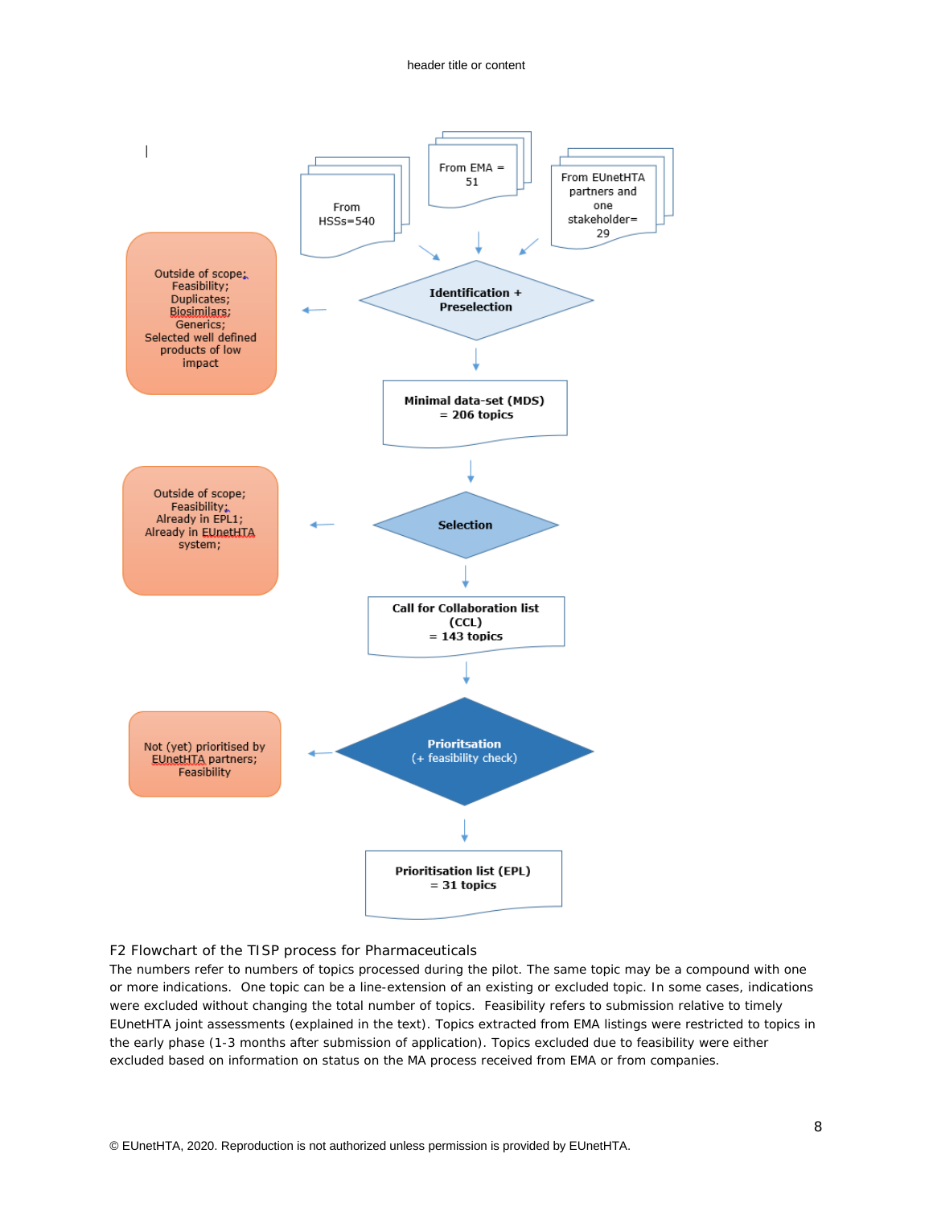From HSSs=540

From EMA = 51

From EUnetHTA partners and one stakeholder= 29

**Identification + Preselection**

Outside of scope; Feasibility; Duplicates; Biosimilars; Generics; Selected well defined products of low impact

**Minimal data-set (MDS) = 206 topics**

**Selection**

Outside of scope; Feasibility; Already in EPL1; Already in EUnetHTA system;

**Call for Collaboration list (CCL) = 143 topics**

**Prioritsation** (+ feasibility check)

Not (yet) prioritised by EUnetHTA partners; Feasibility

**Prioritisation list (EPL) = 31 topics**

F2 Flowchart of the TISP process for Pharmaceuticals

The numbers refer to numbers of topics processed during the pilot. The same topic may be a compound with one or more indications. One topic can be a line-extension of an existing or excluded topic. In some cases, indications were excluded without changing the total number of topics. Feasibility refers to submission relative to timely EUnetHTA joint assessments (explained in the text). Topics extracted from EMA listings were restricted to topics in the early phase (1-3 months after submission of application). Topics excluded due to feasibility were either excluded based on information on status on the MA process received from EMA or from companies.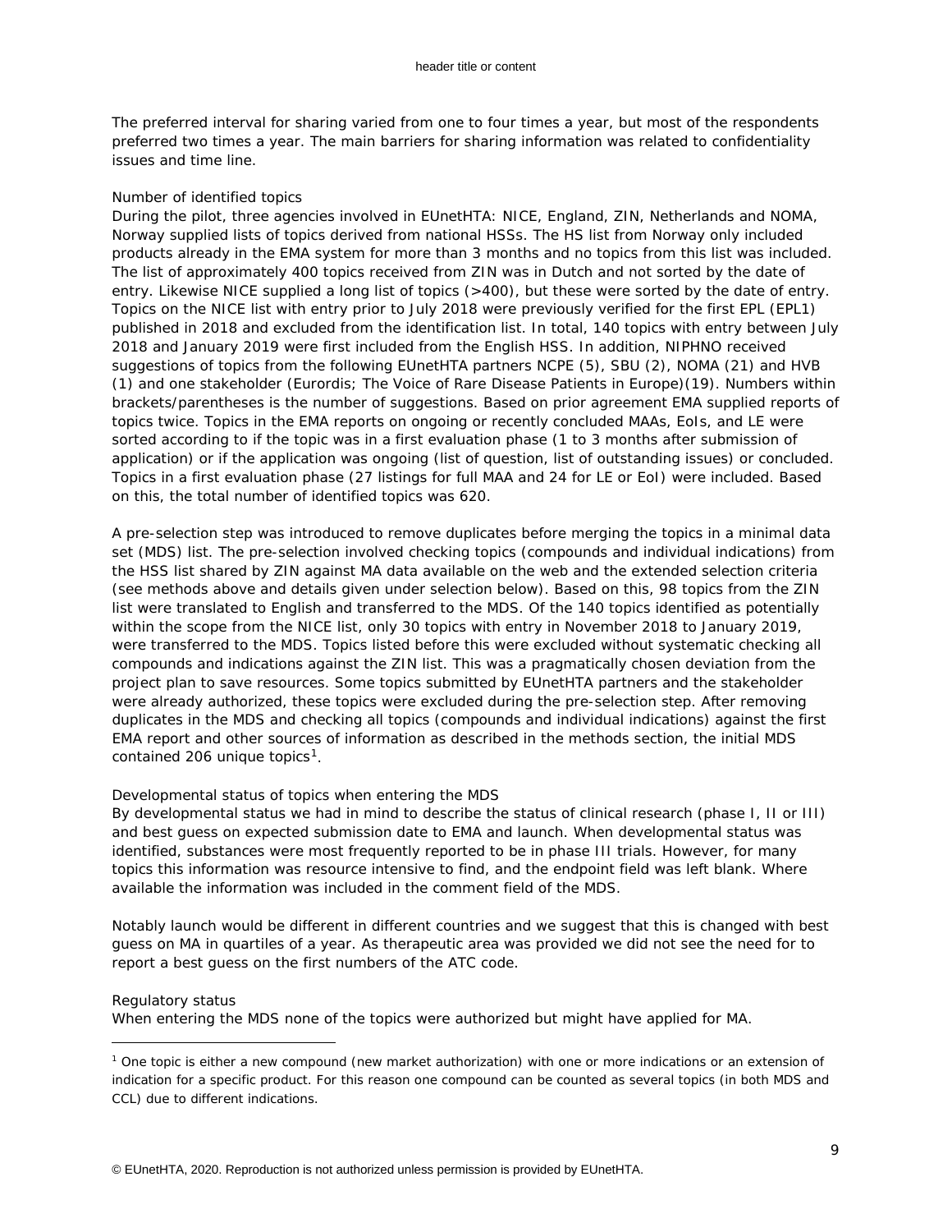The preferred interval for sharing varied from one to four times a year, but most of the respondents preferred two times a year. The main barriers for sharing information was related to confidentiality issues and time line.

### Number of identified topics

During the pilot, three agencies involved in EUnetHTA: NICE, England, ZIN, Netherlands and NOMA, Norway supplied lists of topics derived from national HSSs. The HS list from Norway only included products already in the EMA system for more than 3 months and no topics from this list was included. The list of approximately 400 topics received from ZIN was in Dutch and not sorted by the date of entry. Likewise NICE supplied a long list of topics (>400), but these were sorted by the date of entry. Topics on the NICE list with entry prior to July 2018 were previously verified for the first EPL (EPL1) published in 2018 and excluded from the identification list. In total, 140 topics with entry between July 2018 and January 2019 were first included from the English HSS. In addition, NIPHNO received suggestions of topics from the following EUnetHTA partners NCPE (5), SBU (2), NOMA (21) and HVB (1) and one stakeholder (Eurordis; The Voice of Rare Disease Patients in Europe)(19). Numbers within brackets/parentheses is the number of suggestions. Based on prior agreement EMA supplied reports of topics twice. Topics in the EMA reports on ongoing or recently concluded MAAs, EoIs, and LE were sorted according to if the topic was in a first evaluation phase (1 to 3 months after submission of application) or if the application was ongoing (list of question, list of outstanding issues) or concluded. Topics in a first evaluation phase (27 listings for full MAA and 24 for LE or EoI) were included. Based on this, the total number of identified topics was 620.

A pre-selection step was introduced to remove duplicates before merging the topics in a minimal data set (MDS) list. The pre-selection involved checking topics (compounds and individual indications) from the HSS list shared by ZIN against MA data available on the web and the extended selection criteria (see methods above and details given under selection below). Based on this, 98 topics from the ZIN list were translated to English and transferred to the MDS. Of the 140 topics identified as potentially within the scope from the NICE list, only 30 topics with entry in November 2018 to January 2019, were transferred to the MDS. Topics listed before this were excluded without systematic checking all compounds and indications against the ZIN list. This was a pragmatically chosen deviation from the project plan to save resources. Some topics submitted by EUnetHTA partners and the stakeholder were already authorized, these topics were excluded during the pre-selection step. After removing duplicates in the MDS and checking all topics (compounds and individual indications) against the first EMA report and other sources of information as described in the methods section, the initial MDS contained 206 unique topics[1].

### Developmental status of topics when entering the MDS

By developmental status we had in mind to describe the status of clinical research (phase I, II or III) and best guess on expected submission date to EMA and launch. When developmental status was identified, substances were most frequently reported to be in phase III trials. However, for many topics this information was resource intensive to find, and the endpoint field was left blank. Where available the information was included in the comment field of the MDS.

Notably launch would be different in different countries and we suggest that this is changed with best guess on MA in quartiles of a year. As therapeutic area was provided we did not see the need for to report a best guess on the first numbers of the ATC code.

### Regulatory status

When entering the MDS none of the topics were authorized but might have applied for MA.

---

[1] One topic is either a new compound (new market authorization) with one or more indications or an extension of indication for a specific product. For this reason one compound can be counted as several topics (in both MDS and CCL) due to different indications.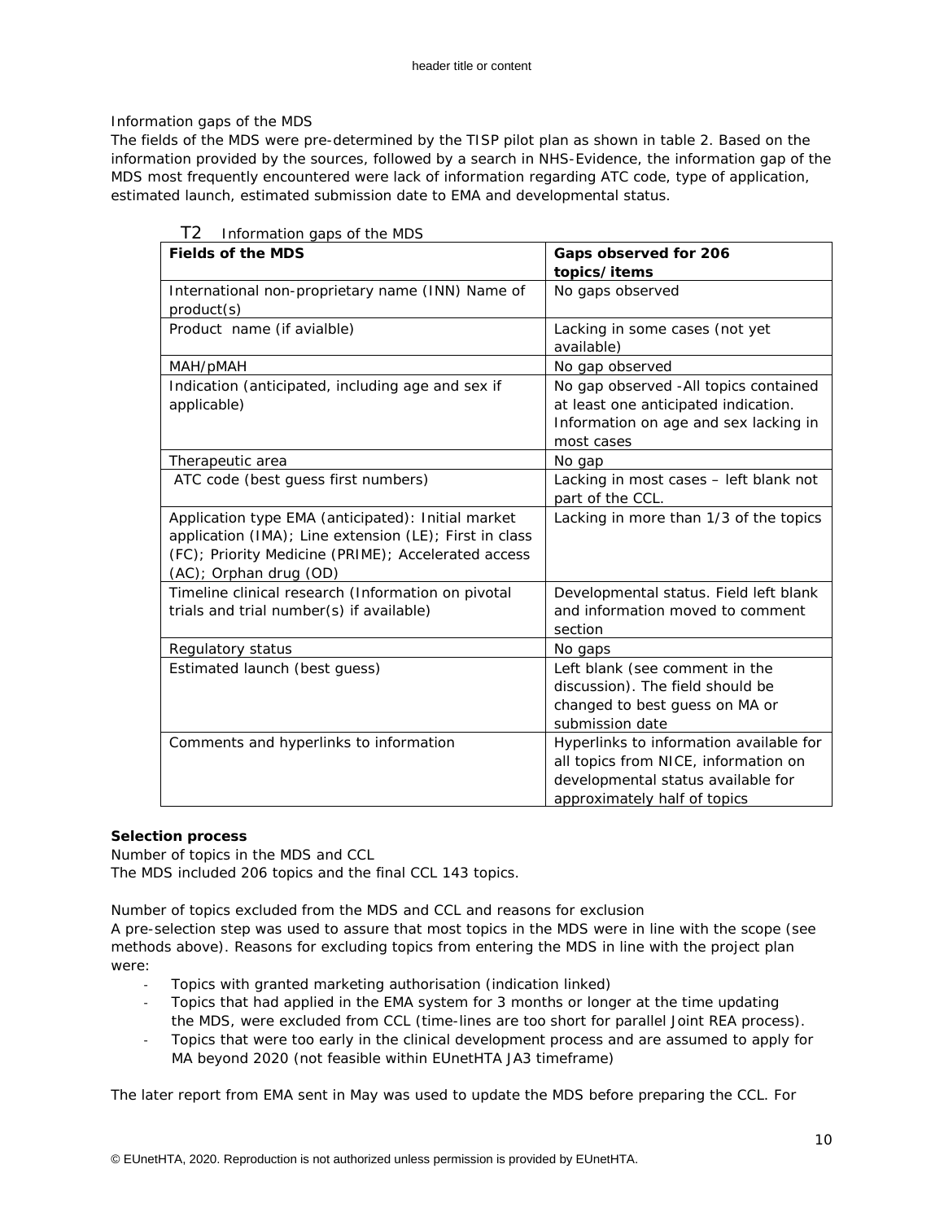Information gaps of the MDS

The fields of the MDS were pre-determined by the TISP pilot plan as shown in table 2. Based on the information provided by the sources, followed by a search in NHS-Evidence, the information gap of the MDS most frequently encountered were lack of information regarding ATC code, type of application, estimated launch, estimated submission date to EMA and developmental status.

T2 Information gaps of the MDS

| **Fields of the MDS** | **Gaps observed for 206 topics/items** |
|---|---|
| International non-proprietary name (INN) Name of product(s) | No gaps observed |
| Product name (if avialble) | Lacking in some cases (not yet available) |
| MAH/pMAH | No gap observed |
| Indication (anticipated, including age and sex if applicable) | No gap observed -All topics contained at least one anticipated indication. Information on age and sex lacking in most cases |
| Therapeutic area | No gap |
| ATC code (best guess first numbers) | Lacking in most cases – left blank not part of the CCL. |
| Application type EMA (anticipated): Initial market application (IMA); Line extension (LE); First in class (FC); Priority Medicine (PRIME); Accelerated access (AC); Orphan drug (OD) | Lacking in more than 1/3 of the topics |
| Timeline clinical research (Information on pivotal trials and trial number(s) if available) | Developmental status. Field left blank and information moved to comment section |
| Regulatory status | No gaps |
| Estimated launch (best guess) | Left blank (see comment in the discussion). The field should be changed to best guess on MA or submission date |
| Comments and hyperlinks to information | Hyperlinks to information available for all topics from NICE, information on developmental status available for approximately half of topics |

**Selection process**

Number of topics in the MDS and CCL

The MDS included 206 topics and the final CCL 143 topics.

Number of topics excluded from the MDS and CCL and reasons for exclusion

A pre-selection step was used to assure that most topics in the MDS were in line with the scope (see methods above). Reasons for excluding topics from entering the MDS in line with the project plan were:

- Topics with granted marketing authorisation (indication linked)
- Topics that had applied in the EMA system for 3 months or longer at the time updating the MDS, were excluded from CCL (time-lines are too short for parallel Joint REA process).
- Topics that were too early in the clinical development process and are assumed to apply for MA beyond 2020 (not feasible within EUnetHTA JA3 timeframe)

The later report from EMA sent in May was used to update the MDS before preparing the CCL. For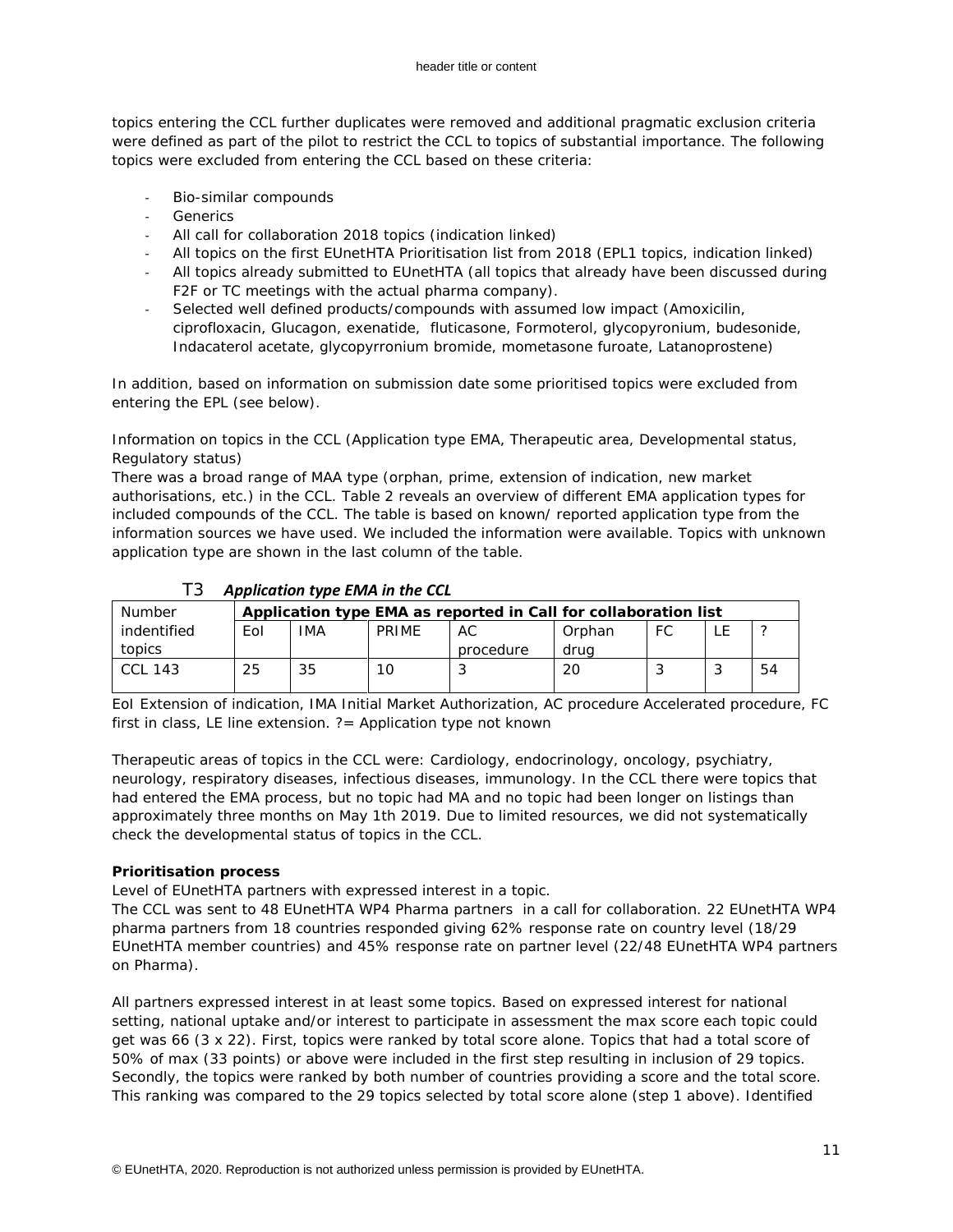topics entering the CCL further duplicates were removed and additional pragmatic exclusion criteria were defined as part of the pilot to restrict the CCL to topics of substantial importance. The following topics were excluded from entering the CCL based on these criteria:

- Bio-similar compounds
- Generics
- All call for collaboration 2018 topics (indication linked)
- All topics on the first EUnetHTA Prioritisation list from 2018 (EPL1 topics, indication linked)
- All topics already submitted to EUnetHTA (all topics that already have been discussed during F2F or TC meetings with the actual pharma company).
- Selected well defined products/compounds with assumed low impact (Amoxicilin, ciprofloxacin, Glucagon, exenatide, fluticasone, Formoterol, glycopyronium, budesonide, Indacaterol acetate, glycopyrronium bromide, mometasone furoate, Latanoprostene)

In addition, based on information on submission date some prioritised topics were excluded from entering the EPL (see below).

Information on topics in the CCL (Application type EMA, Therapeutic area, Developmental status, Regulatory status)

There was a broad range of MAA type (orphan, prime, extension of indication, new market authorisations, etc.) in the CCL. Table 2 reveals an overview of different EMA application types for included compounds of the CCL. The table is based on known/ reported application type from the information sources we have used. We included the information were available. Topics with unknown application type are shown in the last column of the table.

T3 ***Application type EMA in the CCL***

| Number indentified topics | Application type EMA as reported in Call for collaboration list | | | | | | | |
|---|---|---|---|---|---|---|---|---|
| | EoI | IMA | PRIME | AC procedure | Orphan drug | FC | LE | ? |
| CCL 143 | 25 | 35 | 10 | 3 | 20 | 3 | 3 | 54 |

EoI Extension of indication, IMA Initial Market Authorization, AC procedure Accelerated procedure, FC first in class, LE line extension. ?= Application type not known

Therapeutic areas of topics in the CCL were: Cardiology, endocrinology, oncology, psychiatry, neurology, respiratory diseases, infectious diseases, immunology. In the CCL there were topics that had entered the EMA process, but no topic had MA and no topic had been longer on listings than approximately three months on May 1th 2019. Due to limited resources, we did not systematically check the developmental status of topics in the CCL.

**Prioritisation process**

Level of EUnetHTA partners with expressed interest in a topic.

The CCL was sent to 48 EUnetHTA WP4 Pharma partners in a call for collaboration. 22 EUnetHTA WP4 pharma partners from 18 countries responded giving 62% response rate on country level (18/29 EUnetHTA member countries) and 45% response rate on partner level (22/48 EUnetHTA WP4 partners on Pharma).

All partners expressed interest in at least some topics. Based on expressed interest for national setting, national uptake and/or interest to participate in assessment the max score each topic could get was 66 (3 x 22). First, topics were ranked by total score alone. Topics that had a total score of 50% of max (33 points) or above were included in the first step resulting in inclusion of 29 topics. Secondly, the topics were ranked by both number of countries providing a score and the total score. This ranking was compared to the 29 topics selected by total score alone (step 1 above). Identified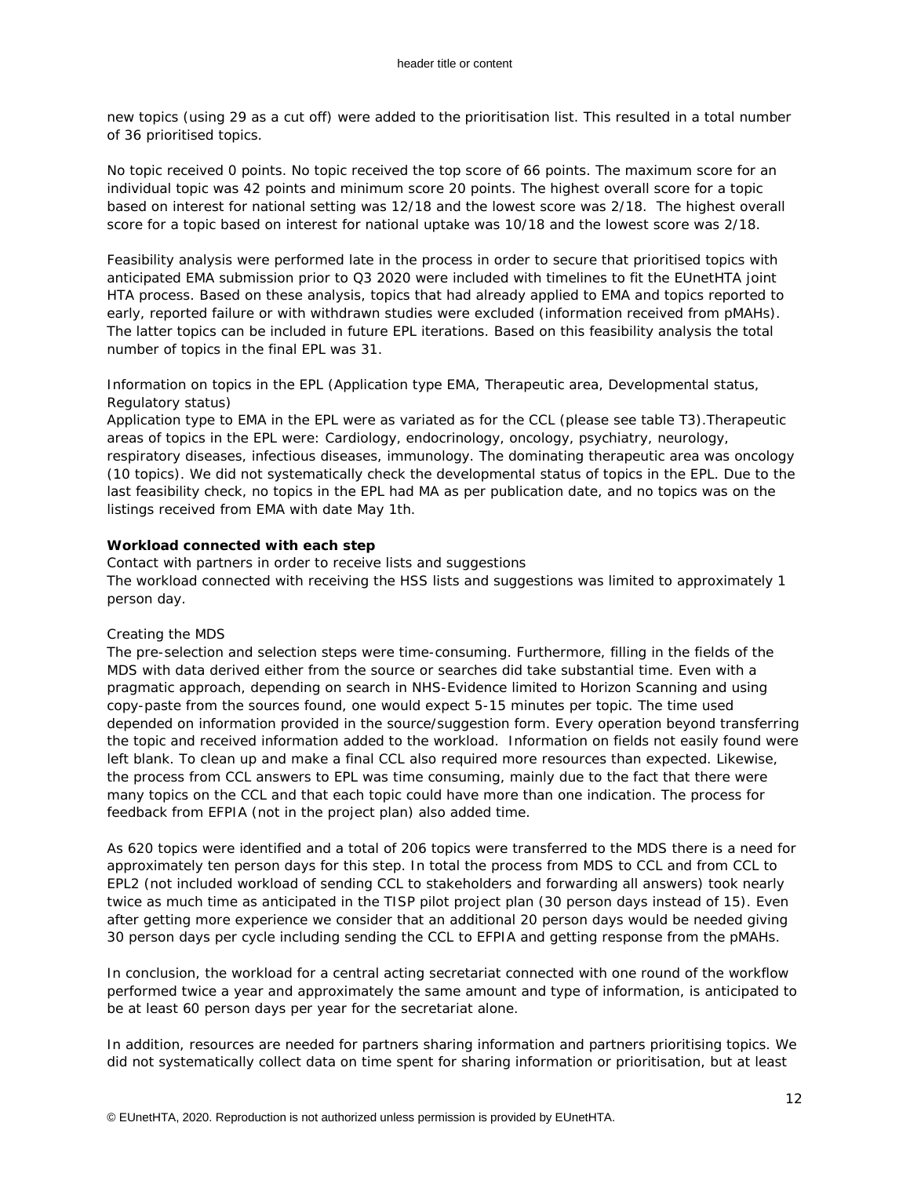new topics (using 29 as a cut off) were added to the prioritisation list. This resulted in a total number of 36 prioritised topics.

No topic received 0 points. No topic received the top score of 66 points. The maximum score for an individual topic was 42 points and minimum score 20 points. The highest overall score for a topic based on interest for national setting was 12/18 and the lowest score was 2/18. The highest overall score for a topic based on interest for national uptake was 10/18 and the lowest score was 2/18.

Feasibility analysis were performed late in the process in order to secure that prioritised topics with anticipated EMA submission prior to Q3 2020 were included with timelines to fit the EUnetHTA joint HTA process. Based on these analysis, topics that had already applied to EMA and topics reported to early, reported failure or with withdrawn studies were excluded (information received from pMAHs). The latter topics can be included in future EPL iterations. Based on this feasibility analysis the total number of topics in the final EPL was 31.

Information on topics in the EPL (Application type EMA, Therapeutic area, Developmental status, Regulatory status)

Application type to EMA in the EPL were as variated as for the CCL (please see table T3).Therapeutic areas of topics in the EPL were: Cardiology, endocrinology, oncology, psychiatry, neurology, respiratory diseases, infectious diseases, immunology. The dominating therapeutic area was oncology (10 topics). We did not systematically check the developmental status of topics in the EPL. Due to the last feasibility check, no topics in the EPL had MA as per publication date, and no topics was on the listings received from EMA with date May 1th.

**Workload connected with each step**

Contact with partners in order to receive lists and suggestions

The workload connected with receiving the HSS lists and suggestions was limited to approximately 1 person day.

Creating the MDS

The pre-selection and selection steps were time-consuming. Furthermore, filling in the fields of the MDS with data derived either from the source or searches did take substantial time. Even with a pragmatic approach, depending on search in NHS-Evidence limited to Horizon Scanning and using copy-paste from the sources found, one would expect 5-15 minutes per topic. The time used depended on information provided in the source/suggestion form. Every operation beyond transferring the topic and received information added to the workload. Information on fields not easily found were left blank. To clean up and make a final CCL also required more resources than expected. Likewise, the process from CCL answers to EPL was time consuming, mainly due to the fact that there were many topics on the CCL and that each topic could have more than one indication. The process for feedback from EFPIA (not in the project plan) also added time.

As 620 topics were identified and a total of 206 topics were transferred to the MDS there is a need for approximately ten person days for this step. In total the process from MDS to CCL and from CCL to EPL2 (not included workload of sending CCL to stakeholders and forwarding all answers) took nearly twice as much time as anticipated in the TISP pilot project plan (30 person days instead of 15). Even after getting more experience we consider that an additional 20 person days would be needed giving 30 person days per cycle including sending the CCL to EFPIA and getting response from the pMAHs.

In conclusion, the workload for a central acting secretariat connected with one round of the workflow performed twice a year and approximately the same amount and type of information, is anticipated to be at least 60 person days per year for the secretariat alone.

In addition, resources are needed for partners sharing information and partners prioritising topics. We did not systematically collect data on time spent for sharing information or prioritisation, but at least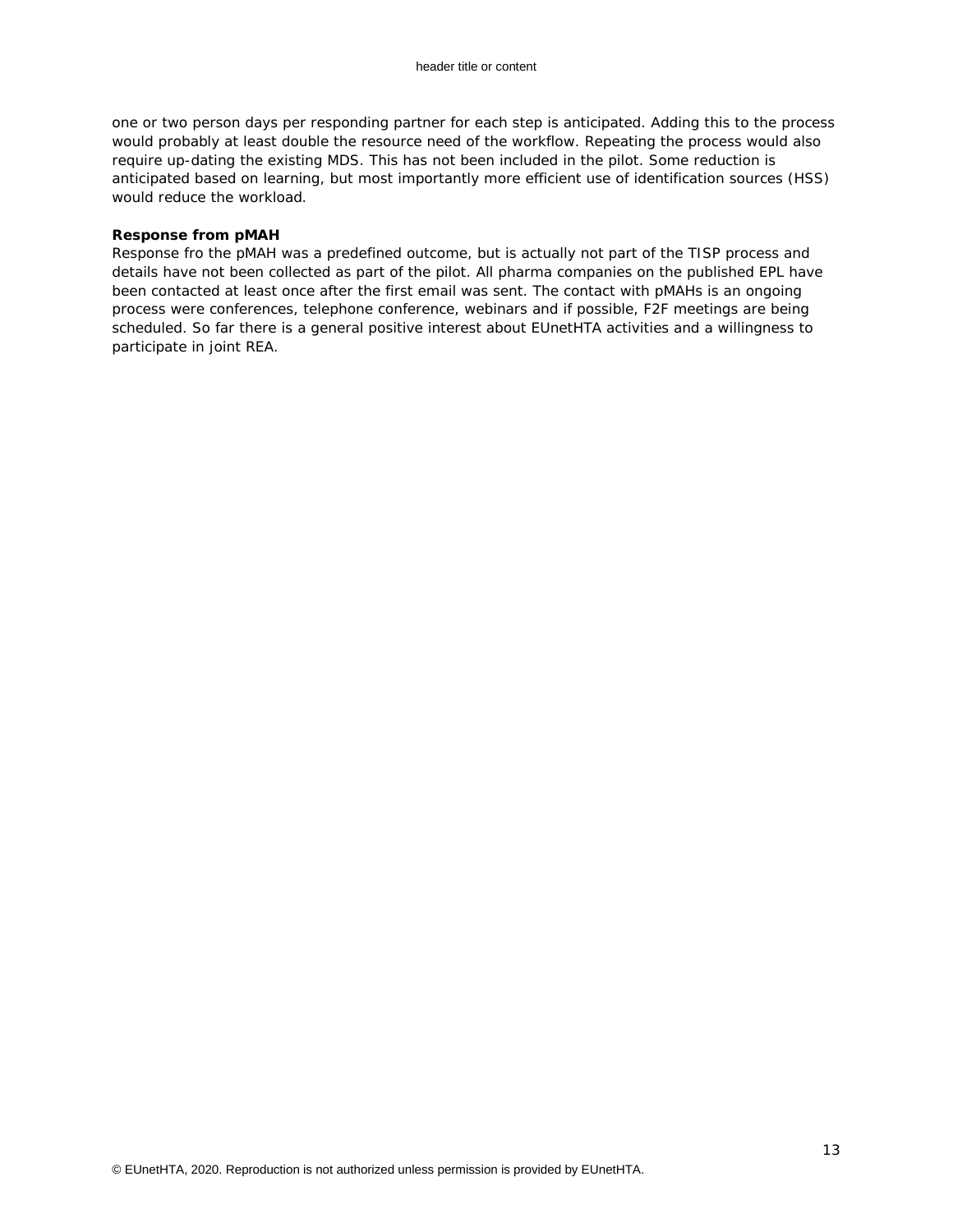one or two person days per responding partner for each step is anticipated. Adding this to the process would probably at least double the resource need of the workflow. Repeating the process would also require up-dating the existing MDS. This has not been included in the pilot. Some reduction is anticipated based on learning, but most importantly more efficient use of identification sources (HSS) would reduce the workload.

**Response from pMAH**

Response fro the pMAH was a predefined outcome, but is actually not part of the TISP process and details have not been collected as part of the pilot. All pharma companies on the published EPL have been contacted at least once after the first email was sent. The contact with pMAHs is an ongoing process were conferences, telephone conference, webinars and if possible, F2F meetings are being scheduled. So far there is a general positive interest about EUnetHTA activities and a willingness to participate in joint REA.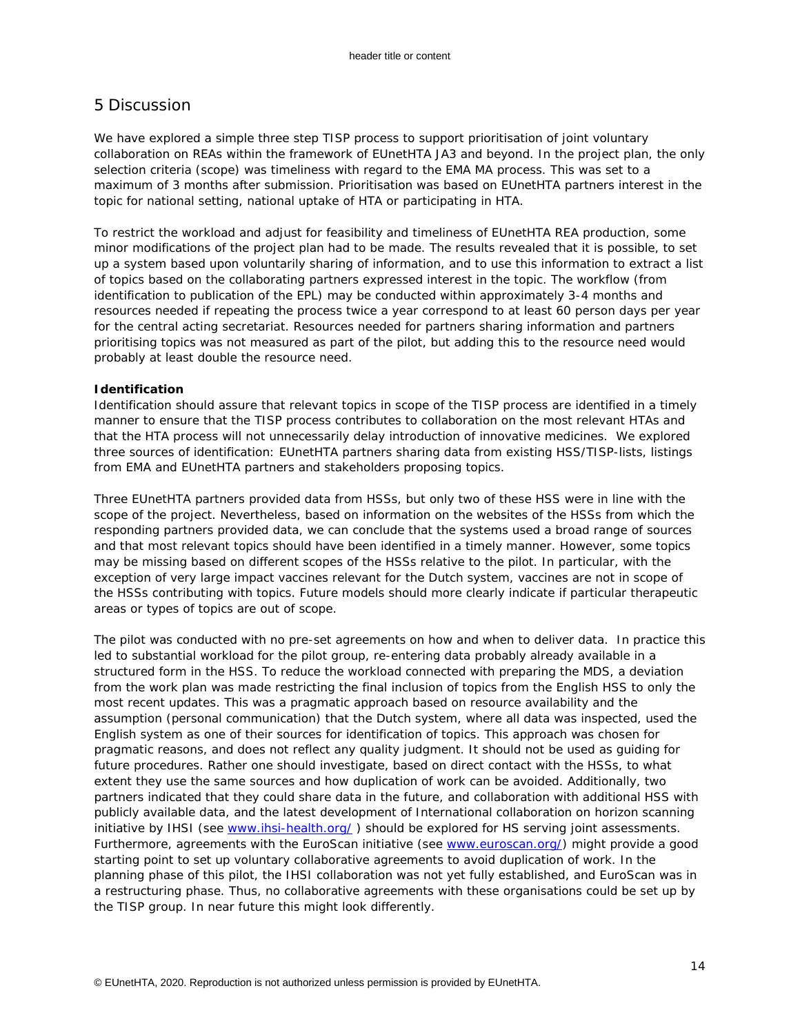# 5 Discussion

We have explored a simple three step TISP process to support prioritisation of joint voluntary collaboration on REAs within the framework of EUnetHTA JA3 and beyond. In the project plan, the only selection criteria (scope) was timeliness with regard to the EMA MA process. This was set to a maximum of 3 months after submission. Prioritisation was based on EUnetHTA partners interest in the topic for national setting, national uptake of HTA or participating in HTA.

To restrict the workload and adjust for feasibility and timeliness of EUnetHTA REA production, some minor modifications of the project plan had to be made. The results revealed that it is possible, to set up a system based upon voluntarily sharing of information, and to use this information to extract a list of topics based on the collaborating partners expressed interest in the topic. The workflow (from identification to publication of the EPL) may be conducted within approximately 3-4 months and resources needed if repeating the process twice a year correspond to at least 60 person days per year for the central acting secretariat. Resources needed for partners sharing information and partners prioritising topics was not measured as part of the pilot, but adding this to the resource need would probably at least double the resource need.

**Identification**

Identification should assure that relevant topics in scope of the TISP process are identified in a timely manner to ensure that the TISP process contributes to collaboration on the most relevant HTAs and that the HTA process will not unnecessarily delay introduction of innovative medicines. We explored three sources of identification: EUnetHTA partners sharing data from existing HSS/TISP-lists, listings from EMA and EUnetHTA partners and stakeholders proposing topics.

Three EUnetHTA partners provided data from HSSs, but only two of these HSS were in line with the scope of the project. Nevertheless, based on information on the websites of the HSSs from which the responding partners provided data, we can conclude that the systems used a broad range of sources and that most relevant topics should have been identified in a timely manner. However, some topics may be missing based on different scopes of the HSSs relative to the pilot. In particular, with the exception of very large impact vaccines relevant for the Dutch system, vaccines are not in scope of the HSSs contributing with topics. Future models should more clearly indicate if particular therapeutic areas or types of topics are out of scope.

The pilot was conducted with no pre-set agreements on how and when to deliver data. In practice this led to substantial workload for the pilot group, re-entering data probably already available in a structured form in the HSS. To reduce the workload connected with preparing the MDS, a deviation from the work plan was made restricting the final inclusion of topics from the English HSS to only the most recent updates. This was a pragmatic approach based on resource availability and the assumption (personal communication) that the Dutch system, where all data was inspected, used the English system as one of their sources for identification of topics. This approach was chosen for pragmatic reasons, and does not reflect any quality judgment. It should not be used as guiding for future procedures. Rather one should investigate, based on direct contact with the HSSs, to what extent they use the same sources and how duplication of work can be avoided. Additionally, two partners indicated that they could share data in the future, and collaboration with additional HSS with publicly available data, and the latest development of International collaboration on horizon scanning initiative by IHSI (see www.ihsi-health.org/ ) should be explored for HS serving joint assessments. Furthermore, agreements with the EuroScan initiative (see www.euroscan.org/) might provide a good starting point to set up voluntary collaborative agreements to avoid duplication of work. In the planning phase of this pilot, the IHSI collaboration was not yet fully established, and EuroScan was in a restructuring phase. Thus, no collaborative agreements with these organisations could be set up by the TISP group. In near future this might look differently.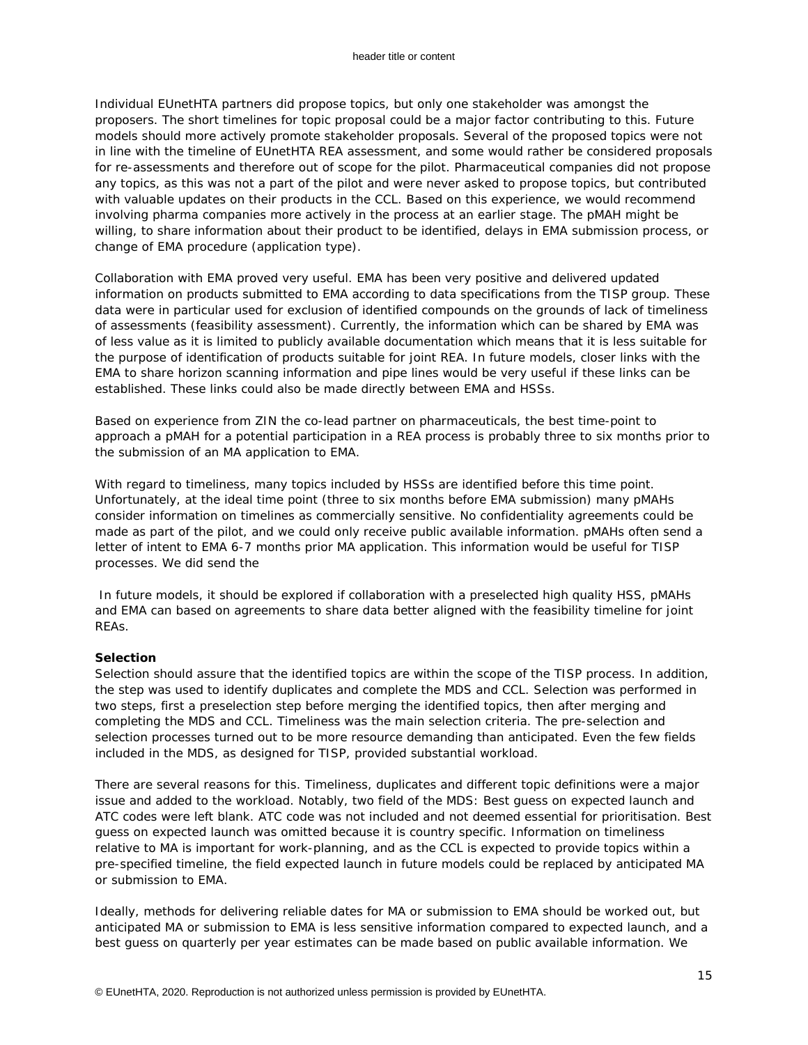Individual EUnetHTA partners did propose topics, but only one stakeholder was amongst the proposers. The short timelines for topic proposal could be a major factor contributing to this. Future models should more actively promote stakeholder proposals. Several of the proposed topics were not in line with the timeline of EUnetHTA REA assessment, and some would rather be considered proposals for re-assessments and therefore out of scope for the pilot. Pharmaceutical companies did not propose any topics, as this was not a part of the pilot and were never asked to propose topics, but contributed with valuable updates on their products in the CCL. Based on this experience, we would recommend involving pharma companies more actively in the process at an earlier stage. The pMAH might be willing, to share information about their product to be identified, delays in EMA submission process, or change of EMA procedure (application type).

Collaboration with EMA proved very useful. EMA has been very positive and delivered updated information on products submitted to EMA according to data specifications from the TISP group. These data were in particular used for exclusion of identified compounds on the grounds of lack of timeliness of assessments (feasibility assessment). Currently, the information which can be shared by EMA was of less value as it is limited to publicly available documentation which means that it is less suitable for the purpose of identification of products suitable for joint REA. In future models, closer links with the EMA to share horizon scanning information and pipe lines would be very useful if these links can be established. These links could also be made directly between EMA and HSSs.

Based on experience from ZIN the co-lead partner on pharmaceuticals, the best time-point to approach a pMAH for a potential participation in a REA process is probably three to six months prior to the submission of an MA application to EMA.

With regard to timeliness, many topics included by HSSs are identified before this time point. Unfortunately, at the ideal time point (three to six months before EMA submission) many pMAHs consider information on timelines as commercially sensitive. No confidentiality agreements could be made as part of the pilot, and we could only receive public available information. pMAHs often send a letter of intent to EMA 6-7 months prior MA application. This information would be useful for TISP processes. We did send the

In future models, it should be explored if collaboration with a preselected high quality HSS, pMAHs and EMA can based on agreements to share data better aligned with the feasibility timeline for joint REAs.

**Selection**

Selection should assure that the identified topics are within the scope of the TISP process. In addition, the step was used to identify duplicates and complete the MDS and CCL. Selection was performed in two steps, first a preselection step before merging the identified topics, then after merging and completing the MDS and CCL. Timeliness was the main selection criteria. The pre-selection and selection processes turned out to be more resource demanding than anticipated. Even the few fields included in the MDS, as designed for TISP, provided substantial workload.

There are several reasons for this. Timeliness, duplicates and different topic definitions were a major issue and added to the workload. Notably, two field of the MDS: Best guess on expected launch and ATC codes were left blank. ATC code was not included and not deemed essential for prioritisation. Best guess on expected launch was omitted because it is country specific. Information on timeliness relative to MA is important for work-planning, and as the CCL is expected to provide topics within a pre-specified timeline, the field expected launch in future models could be replaced by anticipated MA or submission to EMA.

Ideally, methods for delivering reliable dates for MA or submission to EMA should be worked out, but anticipated MA or submission to EMA is less sensitive information compared to expected launch, and a best guess on quarterly per year estimates can be made based on public available information. We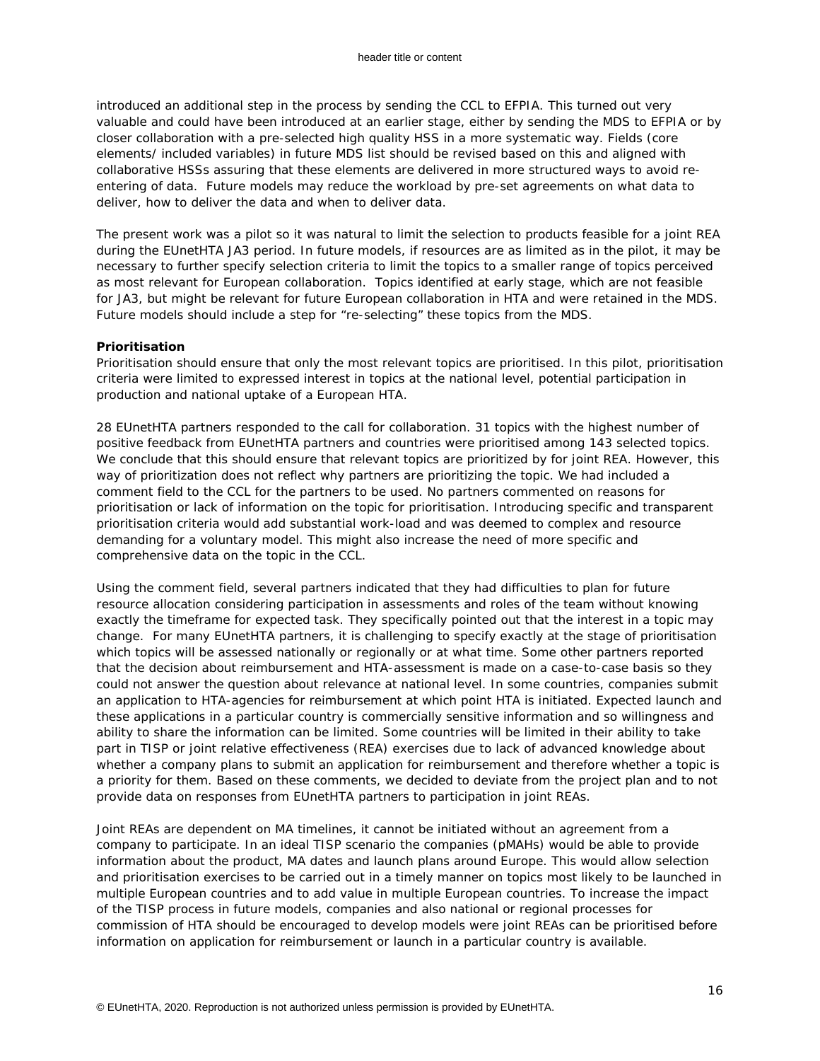introduced an additional step in the process by sending the CCL to EFPIA. This turned out very valuable and could have been introduced at an earlier stage, either by sending the MDS to EFPIA or by closer collaboration with a pre-selected high quality HSS in a more systematic way. Fields (core elements/ included variables) in future MDS list should be revised based on this and aligned with collaborative HSSs assuring that these elements are delivered in more structured ways to avoid re-entering of data. Future models may reduce the workload by pre-set agreements on what data to deliver, how to deliver the data and when to deliver data.

The present work was a pilot so it was natural to limit the selection to products feasible for a joint REA during the EUnetHTA JA3 period. In future models, if resources are as limited as in the pilot, it may be necessary to further specify selection criteria to limit the topics to a smaller range of topics perceived as most relevant for European collaboration. Topics identified at early stage, which are not feasible for JA3, but might be relevant for future European collaboration in HTA and were retained in the MDS. Future models should include a step for "re-selecting" these topics from the MDS.

**Prioritisation**

Prioritisation should ensure that only the most relevant topics are prioritised. In this pilot, prioritisation criteria were limited to expressed interest in topics at the national level, potential participation in production and national uptake of a European HTA.

28 EUnetHTA partners responded to the call for collaboration. 31 topics with the highest number of positive feedback from EUnetHTA partners and countries were prioritised among 143 selected topics. We conclude that this should ensure that relevant topics are prioritized by for joint REA. However, this way of prioritization does not reflect why partners are prioritizing the topic. We had included a comment field to the CCL for the partners to be used. No partners commented on reasons for prioritisation or lack of information on the topic for prioritisation. Introducing specific and transparent prioritisation criteria would add substantial work-load and was deemed to complex and resource demanding for a voluntary model. This might also increase the need of more specific and comprehensive data on the topic in the CCL.

Using the comment field, several partners indicated that they had difficulties to plan for future resource allocation considering participation in assessments and roles of the team without knowing exactly the timeframe for expected task. They specifically pointed out that the interest in a topic may change. For many EUnetHTA partners, it is challenging to specify exactly at the stage of prioritisation which topics will be assessed nationally or regionally or at what time. Some other partners reported that the decision about reimbursement and HTA-assessment is made on a case-to-case basis so they could not answer the question about relevance at national level. In some countries, companies submit an application to HTA-agencies for reimbursement at which point HTA is initiated. Expected launch and these applications in a particular country is commercially sensitive information and so willingness and ability to share the information can be limited. Some countries will be limited in their ability to take part in TISP or joint relative effectiveness (REA) exercises due to lack of advanced knowledge about whether a company plans to submit an application for reimbursement and therefore whether a topic is a priority for them. Based on these comments, we decided to deviate from the project plan and to not provide data on responses from EUnetHTA partners to participation in joint REAs.

Joint REAs are dependent on MA timelines, it cannot be initiated without an agreement from a company to participate. In an ideal TISP scenario the companies (pMAHs) would be able to provide information about the product, MA dates and launch plans around Europe. This would allow selection and prioritisation exercises to be carried out in a timely manner on topics most likely to be launched in multiple European countries and to add value in multiple European countries. To increase the impact of the TISP process in future models, companies and also national or regional processes for commission of HTA should be encouraged to develop models were joint REAs can be prioritised before information on application for reimbursement or launch in a particular country is available.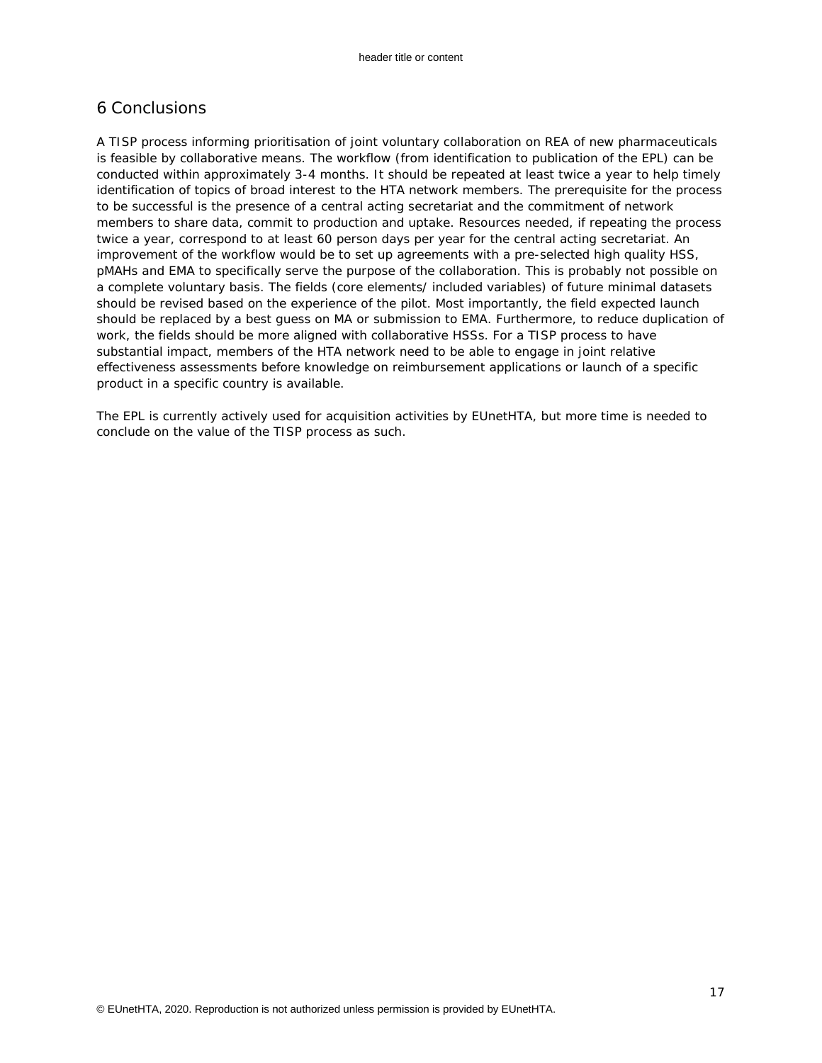# 6 Conclusions

A TISP process informing prioritisation of joint voluntary collaboration on REA of new pharmaceuticals is feasible by collaborative means. The workflow (from identification to publication of the EPL) can be conducted within approximately 3-4 months. It should be repeated at least twice a year to help timely identification of topics of broad interest to the HTA network members. The prerequisite for the process to be successful is the presence of a central acting secretariat and the commitment of network members to share data, commit to production and uptake. Resources needed, if repeating the process twice a year, correspond to at least 60 person days per year for the central acting secretariat. An improvement of the workflow would be to set up agreements with a pre-selected high quality HSS, pMAHs and EMA to specifically serve the purpose of the collaboration. This is probably not possible on a complete voluntary basis. The fields (core elements/ included variables) of future minimal datasets should be revised based on the experience of the pilot. Most importantly, the field expected launch should be replaced by a best guess on MA or submission to EMA. Furthermore, to reduce duplication of work, the fields should be more aligned with collaborative HSSs. For a TISP process to have substantial impact, members of the HTA network need to be able to engage in joint relative effectiveness assessments before knowledge on reimbursement applications or launch of a specific product in a specific country is available.

The EPL is currently actively used for acquisition activities by EUnetHTA, but more time is needed to conclude on the value of the TISP process as such.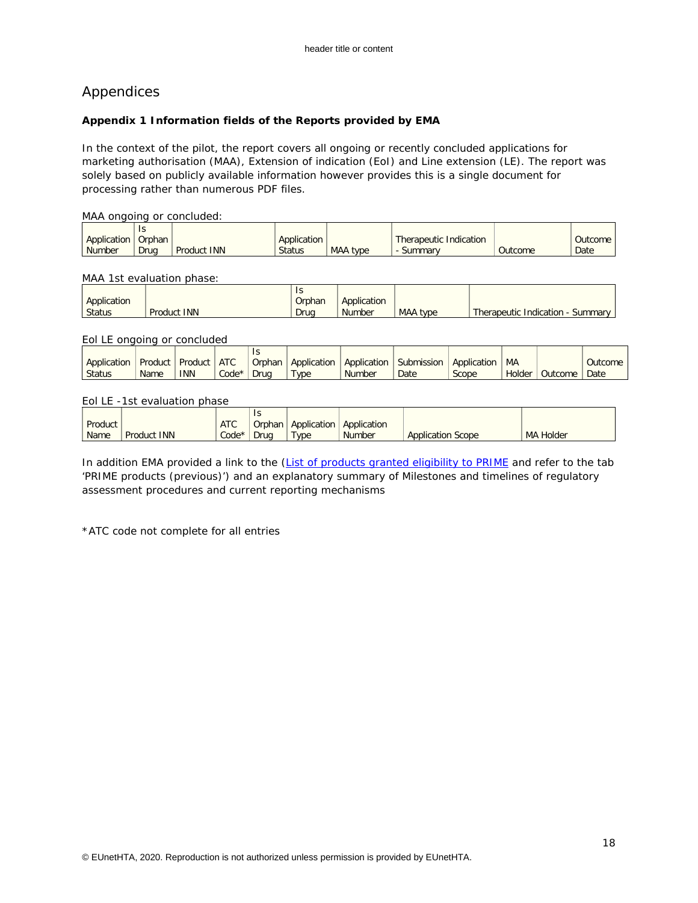# Appendices

**Appendix 1 Information fields of the Reports provided by EMA**

In the context of the pilot, the report covers all ongoing or recently concluded applications for marketing authorisation (MAA), Extension of indication (EoI) and Line extension (LE). The report was solely based on publicly available information however provides this is a single document for processing rather than numerous PDF files.

MAA ongoing or concluded:

| Application Number | Is Orphan Drug | Product INN | Application Status | MAA type | Therapeutic Indication - Summary | Outcome | Outcome Date |
|---|---|---|---|---|---|---|---|

MAA 1st evaluation phase:

| Application Status | Product INN | Is Orphan Drug | Application Number | MAA type | Therapeutic Indication - Summary |
|---|---|---|---|---|---|

EoI LE ongoing or concluded

| Application Status | Product Name | Product INN | ATC Code* | Is Orphan Drug | Application Type | Application Number | Submission Date | Application Scope | MA Holder | Outcome | Outcome Date |
|---|---|---|---|---|---|---|---|---|---|---|---|

EoI LE -1st evaluation phase

| Product Name | Product INN | ATC Code* | Is Orphan Drug | Application Type | Application Number | Application Scope | MA Holder |
|---|---|---|---|---|---|---|---|

In addition EMA provided a link to the (List of products granted eligibility to PRIME and refer to the tab 'PRIME products (previous)') and an explanatory summary of Milestones and timelines of regulatory assessment procedures and current reporting mechanisms

*ATC code not complete for all entries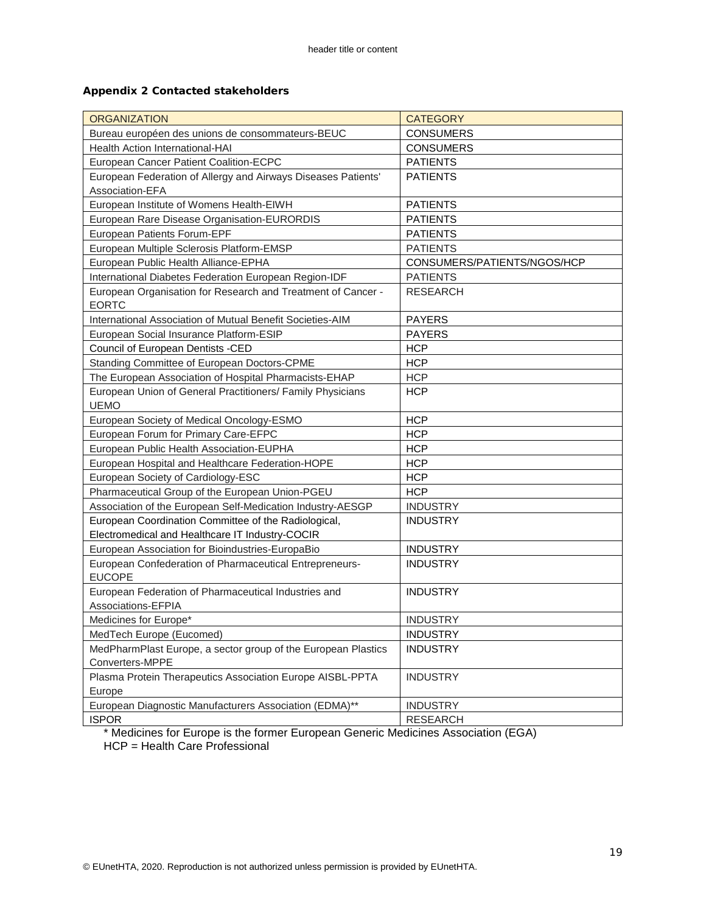**Appendix 2 Contacted stakeholders**

| ORGANIZATION | CATEGORY |
|---|---|
| Bureau européen des unions de consommateurs-BEUC | CONSUMERS |
| Health Action International-HAI | CONSUMERS |
| European Cancer Patient Coalition-ECPC | PATIENTS |
| European Federation of Allergy and Airways Diseases Patients' Association-EFA | PATIENTS |
| European Institute of Womens Health-EIWH | PATIENTS |
| European Rare Disease Organisation-EURORDIS | PATIENTS |
| European Patients Forum-EPF | PATIENTS |
| European Multiple Sclerosis Platform-EMSP | PATIENTS |
| European Public Health Alliance-EPHA | CONSUMERS/PATIENTS/NGOS/HCP |
| International Diabetes Federation European Region-IDF | PATIENTS |
| European Organisation for Research and Treatment of Cancer - EORTC | RESEARCH |
| International Association of Mutual Benefit Societies-AIM | PAYERS |
| European Social Insurance Platform-ESIP | PAYERS |
| Council of European Dentists -CED | HCP |
| Standing Committee of European Doctors-CPME | HCP |
| The European Association of Hospital Pharmacists-EHAP | HCP |
| European Union of General Practitioners/ Family Physicians UEMO | HCP |
| European Society of Medical Oncology-ESMO | HCP |
| European Forum for Primary Care-EFPC | HCP |
| European Public Health Association-EUPHA | HCP |
| European Hospital and Healthcare Federation-HOPE | HCP |
| European Society of Cardiology-ESC | HCP |
| Pharmaceutical Group of the European Union-PGEU | HCP |
| Association of the European Self-Medication Industry-AESGP | INDUSTRY |
| European Coordination Committee of the Radiological, Electromedical and Healthcare IT Industry-COCIR | INDUSTRY |
| European Association for Bioindustries-EuropaBio | INDUSTRY |
| European Confederation of Pharmaceutical Entrepreneurs-EUCOPE | INDUSTRY |
| European Federation of Pharmaceutical Industries and Associations-EFPIA | INDUSTRY |
| Medicines for Europe* | INDUSTRY |
| MedTech Europe (Eucomed) | INDUSTRY |
| MedPharmPlast Europe, a sector group of the European Plastics Converters-MPPE | INDUSTRY |
| Plasma Protein Therapeutics Association Europe AISBL-PPTA Europe | INDUSTRY |
| European Diagnostic Manufacturers Association (EDMA)** | INDUSTRY |
| ISPOR | RESEARCH |

\* Medicines for Europe is the former European Generic Medicines Association (EGA)

HCP = Health Care Professional